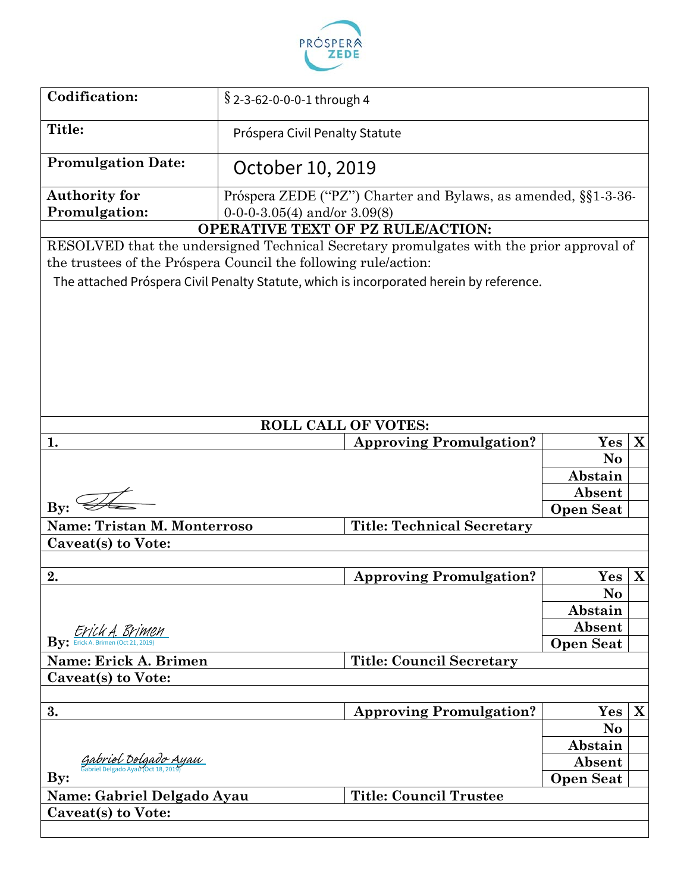PRÓSPERA ZEDE

| Codification: | § 2-3-62-0-0-0-1 through 4 |
|---|---|
| Title: | Próspera Civil Penalty Statute |
| Promulgation Date: | October 10, 2019 |
| Authority for Promulgation: | Próspera ZEDE ("PZ") Charter and Bylaws, as amended, §§1-3-36-0-0-0-3.05(4) and/or 3.09(8) |

**OPERATIVE TEXT OF PZ RULE/ACTION:**

RESOLVED that the undersigned Technical Secretary promulgates with the prior approval of the trustees of the Próspera Council the following rule/action:

The attached Próspera Civil Penalty Statute, which is incorporated herein by reference.

**ROLL CALL OF VOTES:**

| 1. | Approving Promulgation? | Yes | X |
|---|---|---|---|
| | | No | |
| | | Abstain | |
| | | Absent | |
| By: [signature] | | Open Seat | |
| Name: Tristan M. Monterroso | Title: Technical Secretary | | |
| Caveat(s) to Vote: | | | |

| 2. | Approving Promulgation? | Yes | X |
|---|---|---|---|
| | | No | |
| | | Abstain | |
| | | Absent | |
| By: Erick A. Brimen (Erick A. Brimen (Oct 21, 2019)) | | Open Seat | |
| Name: Erick A. Brimen | Title: Council Secretary | | |
| Caveat(s) to Vote: | | | |

| 3. | Approving Promulgation? | Yes | X |
|---|---|---|---|
| | | No | |
| | | Abstain | |
| | | Absent | |
| By: Gabriel Delgado Ayau (Gabriel Delgado Ayau (Oct 18, 2019)) | | Open Seat | |
| Name: Gabriel Delgado Ayau | Title: Council Trustee | | |
| Caveat(s) to Vote: | | | |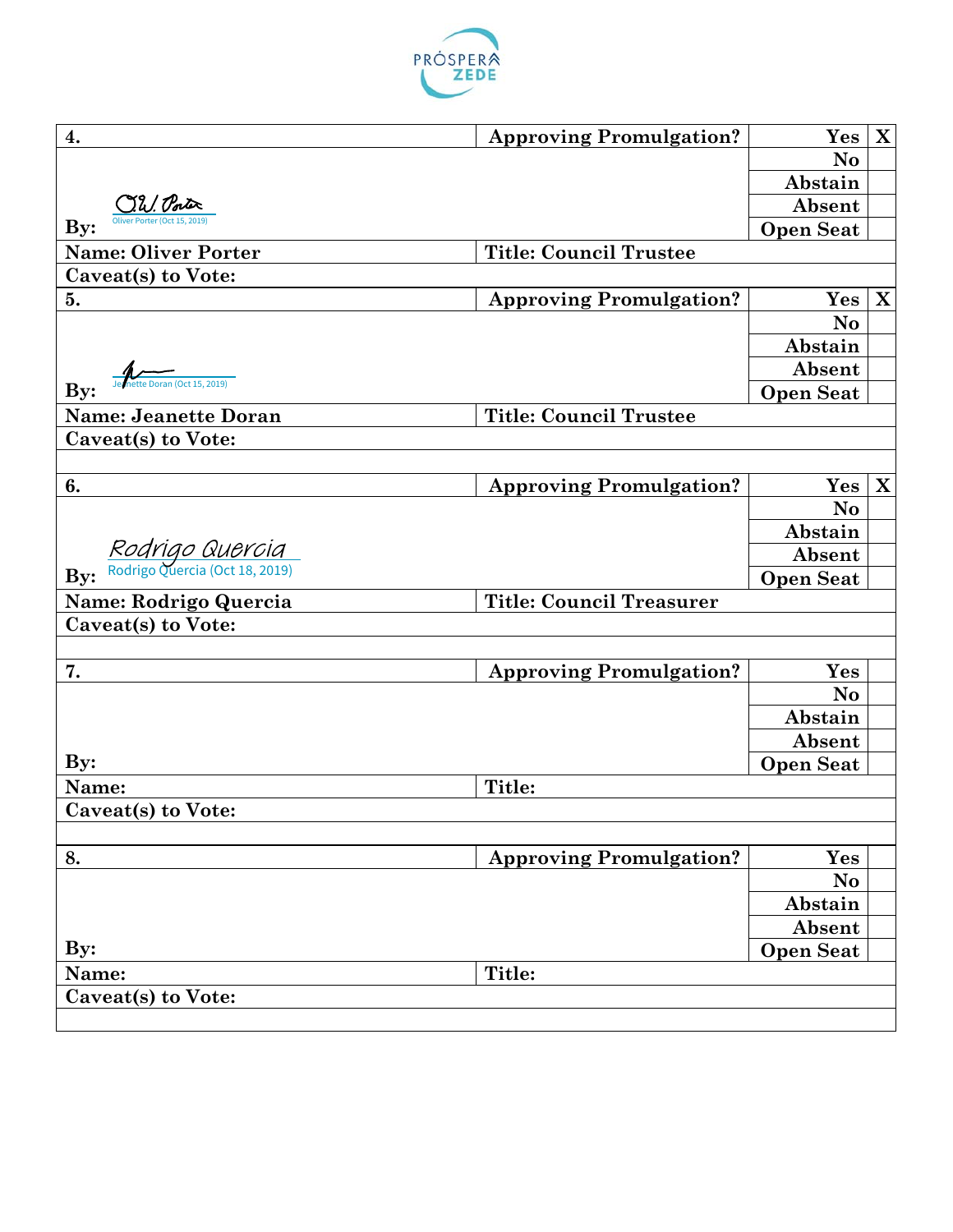| 4. | Approving Promulgation? | Yes | X |
|---|---|---|---|
| | | No | |
| | | Abstain | |
| O.W. Porter | | Absent | |
| By: Oliver Porter (Oct 15, 2019) | | Open Seat | |
| **Name: Oliver Porter** | **Title: Council Trustee** | | |
| **Caveat(s) to Vote:** | | | |

| 5. | Approving Promulgation? | Yes | X |
|---|---|---|---|
| | | No | |
| | | Abstain | |
| | | Absent | |
| By: Jeanette Doran (Oct 15, 2019) | | Open Seat | |
| **Name: Jeanette Doran** | **Title: Council Trustee** | | |
| **Caveat(s) to Vote:** | | | |

| 6. | Approving Promulgation? | Yes | X |
|---|---|---|---|
| | | No | |
| | | Abstain | |
| Rodrigo Quercia | | Absent | |
| By: Rodrigo Quercia (Oct 18, 2019) | | Open Seat | |
| **Name: Rodrigo Quercia** | **Title: Council Treasurer** | | |
| **Caveat(s) to Vote:** | | | |

| 7. | Approving Promulgation? | Yes | |
|---|---|---|---|
| | | No | |
| | | Abstain | |
| | | Absent | |
| By: | | Open Seat | |
| **Name:** | **Title:** | | |
| **Caveat(s) to Vote:** | | | |

| 8. | Approving Promulgation? | Yes | |
|---|---|---|---|
| | | No | |
| | | Abstain | |
| | | Absent | |
| By: | | Open Seat | |
| **Name:** | **Title:** | | |
| **Caveat(s) to Vote:** | | | |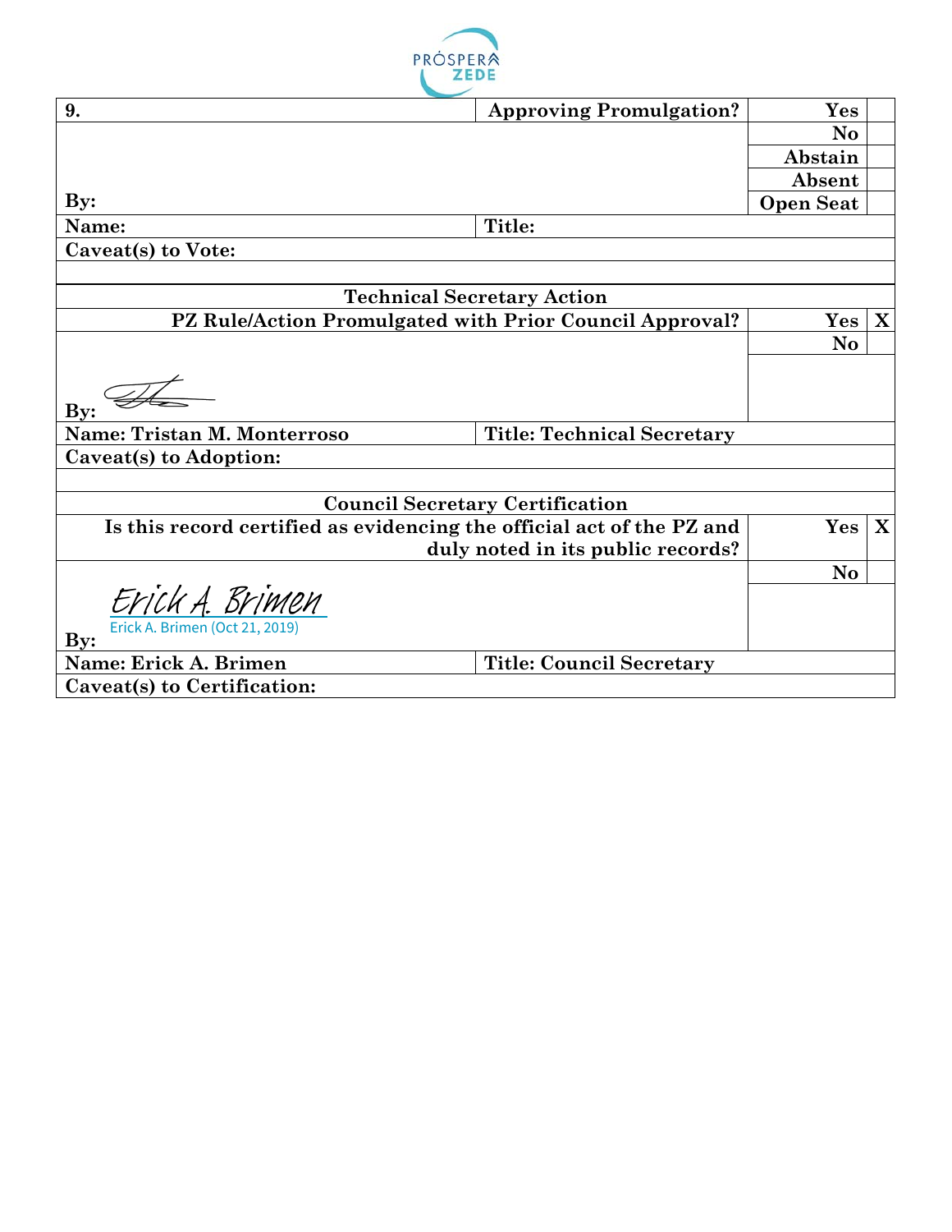| 9. | Approving Promulgation? | Yes | |
|---|---|---|---|
| | | No | |
| | | Abstain | |
| | | Absent | |
| By: | | Open Seat | |
| Name: | Title: | | |
| Caveat(s) to Vote: | | | |

| Technical Secretary Action | | |
|---|---|---|
| PZ Rule/Action Promulgated with Prior Council Approval? | Yes | X |
| | No | |
| By: | | |
| Name: Tristan M. Monterroso | Title: Technical Secretary | |
| Caveat(s) to Adoption: | | |

| Council Secretary Certification | | |
|---|---|---|
| Is this record certified as evidencing the official act of the PZ and duly noted in its public records? | Yes | X |
| | No | |
| By: Erick A. Brimen (Oct 21, 2019) | | |
| Name: Erick A. Brimen | Title: Council Secretary | |
| Caveat(s) to Certification: | | |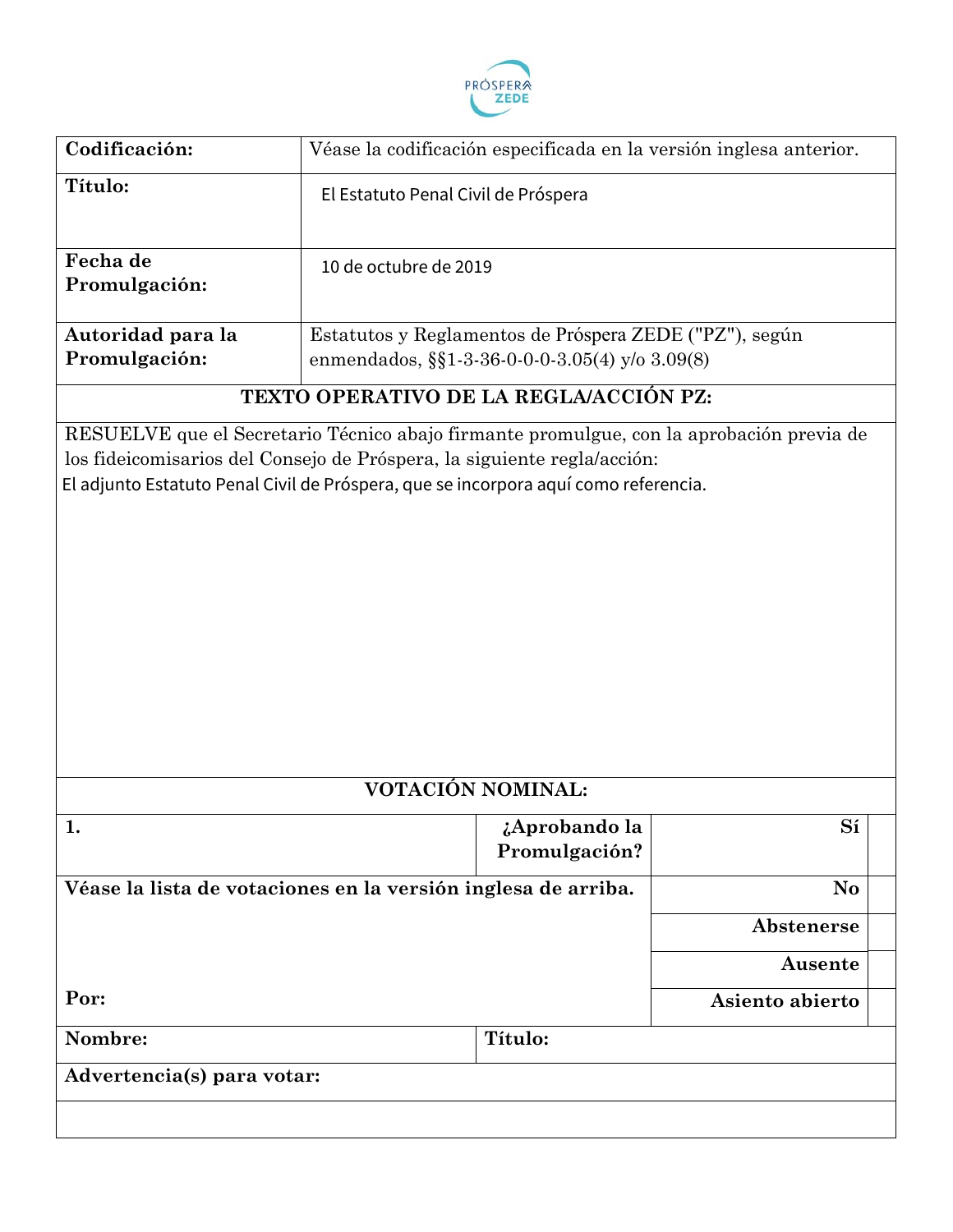PRÓSPERA ZEDE

| | |
|---|---|
| **Codificación:** | Véase la codificación especificada en la versión inglesa anterior. |
| **Título:** | El Estatuto Penal Civil de Próspera |
| **Fecha de Promulgación:** | 10 de octubre de 2019 |
| **Autoridad para la Promulgación:** | Estatutos y Reglamentos de Próspera ZEDE ("PZ"), según enmendados, §§1-3-36-0-0-0-3.05(4) y/o 3.09(8) |

**TEXTO OPERATIVO DE LA REGLA/ACCIÓN PZ:**

RESUELVE que el Secretario Técnico abajo firmante promulgue, con la aprobación previa de los fideicomisarios del Consejo de Próspera, la siguiente regla/acción:
El adjunto Estatuto Penal Civil de Próspera, que se incorpora aquí como referencia.

**VOTACIÓN NOMINAL:**

| | | | |
|---|---|---|---|
| **1.** | **¿Aprobando la Promulgación?** | **Sí** | |
| **Véase la lista de votaciones en la versión inglesa de arriba.** | | **No** | |
| | | **Abstenerse** | |
| | | **Ausente** | |
| **Por:** | | **Asiento abierto** | |
| **Nombre:** | **Título:** | | |
| **Advertencia(s) para votar:** | | | |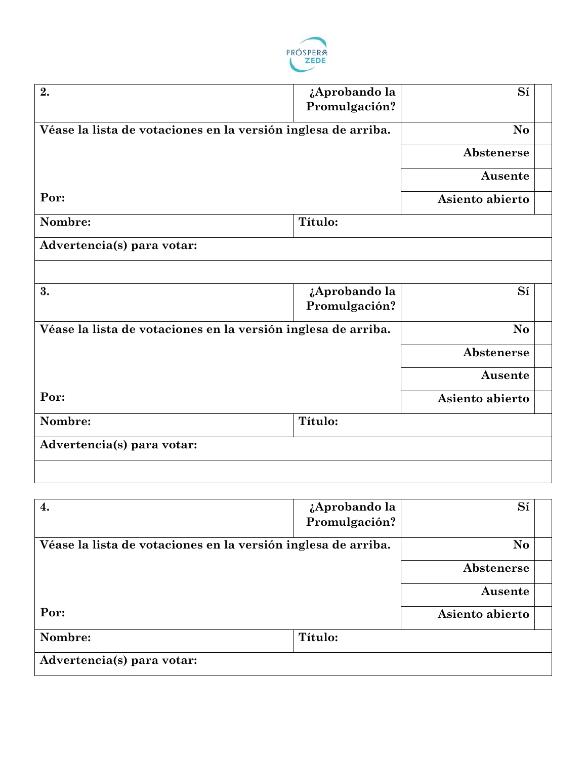| 2. | ¿Aprobando la Promulgación? | Sí | |
|---|---|---|---|
| Véase la lista de votaciones en la versión inglesa de arriba. | | No | |
| | | Abstenerse | |
| | | Ausente | |
| Por: | | Asiento abierto | |
| Nombre: | Título: | | |
| Advertencia(s) para votar: | | | |
| | | | |

| 3. | ¿Aprobando la Promulgación? | Sí | |
|---|---|---|---|
| Véase la lista de votaciones en la versión inglesa de arriba. | | No | |
| | | Abstenerse | |
| | | Ausente | |
| Por: | | Asiento abierto | |
| Nombre: | Título: | | |
| Advertencia(s) para votar: | | | |
| | | | |

| 4. | ¿Aprobando la Promulgación? | Sí | |
|---|---|---|---|
| Véase la lista de votaciones en la versión inglesa de arriba. | | No | |
| | | Abstenerse | |
| | | Ausente | |
| Por: | | Asiento abierto | |
| Nombre: | Título: | | |
| Advertencia(s) para votar: | | | |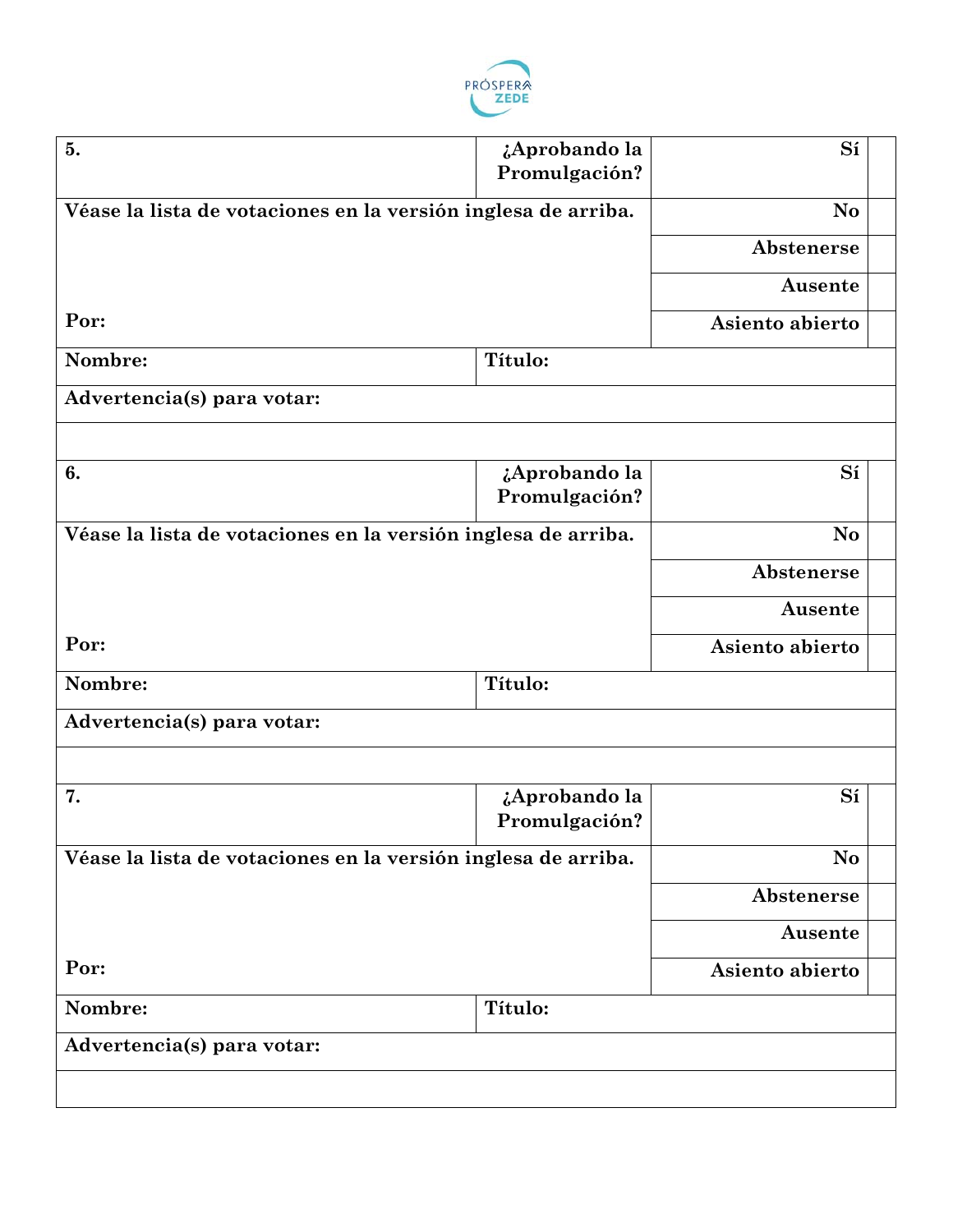| 5. | ¿Aprobando la Promulgación? | Sí | |
|---|---|---|---|
| Véase la lista de votaciones en la versión inglesa de arriba. | | No | |
| | | Abstenerse | |
| | | Ausente | |
| Por: | | Asiento abierto | |
| Nombre: | Título: | | |
| Advertencia(s) para votar: | | | |
| | | | |

| 6. | ¿Aprobando la Promulgación? | Sí | |
|---|---|---|---|
| Véase la lista de votaciones en la versión inglesa de arriba. | | No | |
| | | Abstenerse | |
| | | Ausente | |
| Por: | | Asiento abierto | |
| Nombre: | Título: | | |
| Advertencia(s) para votar: | | | |
| | | | |

| 7. | ¿Aprobando la Promulgación? | Sí | |
|---|---|---|---|
| Véase la lista de votaciones en la versión inglesa de arriba. | | No | |
| | | Abstenerse | |
| | | Ausente | |
| Por: | | Asiento abierto | |
| Nombre: | Título: | | |
| Advertencia(s) para votar: | | | |
| | | | |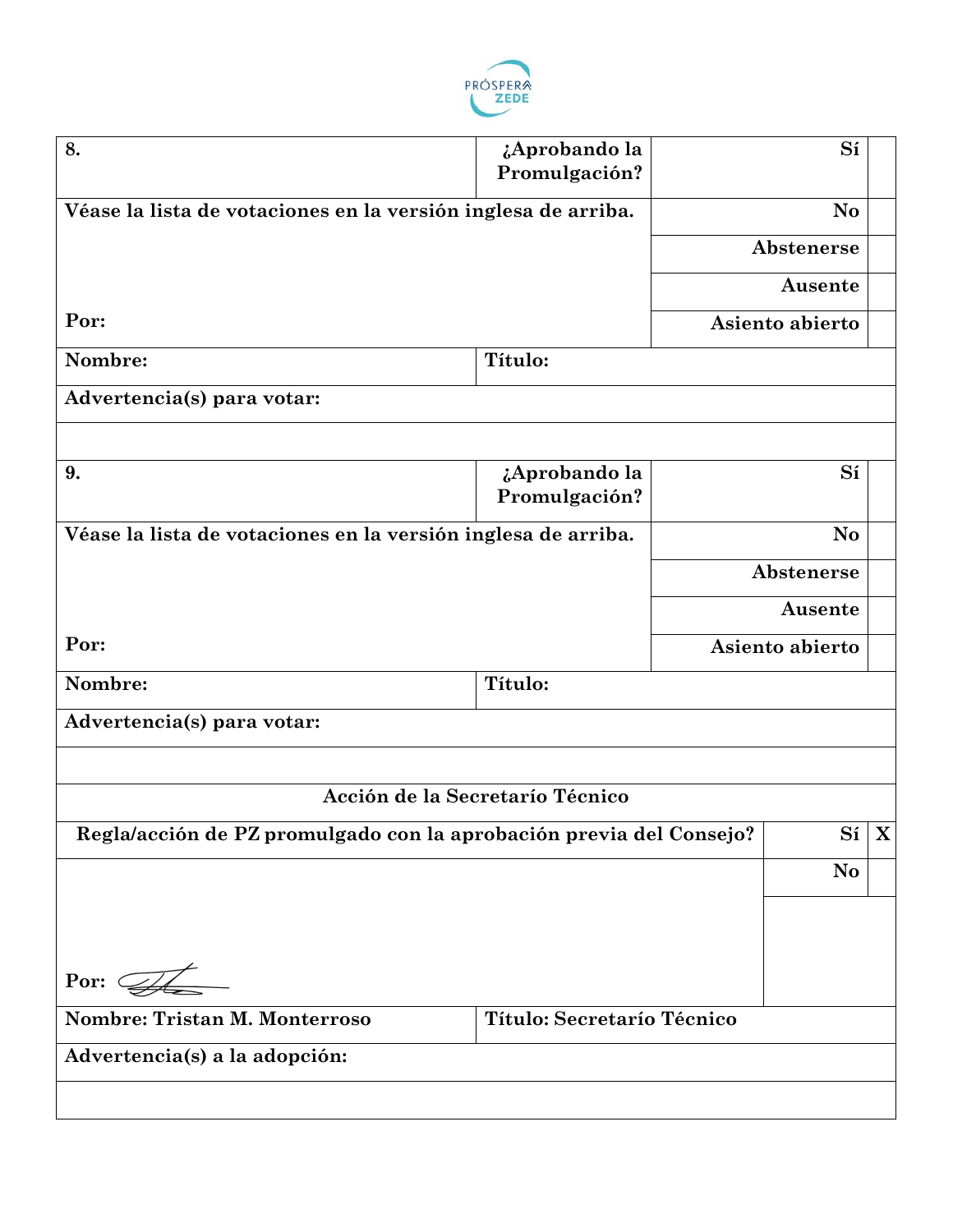| 8. | ¿Aprobando la Promulgación? | Sí | |
|---|---|---|---|
| Véase la lista de votaciones en la versión inglesa de arriba. | | No | |
| | | Abstenerse | |
| | | Ausente | |
| Por: | | Asiento abierto | |
| Nombre: | Título: | | |
| Advertencia(s) para votar: | | | |
| | | | |

| 9. | ¿Aprobando la Promulgación? | Sí | |
|---|---|---|---|
| Véase la lista de votaciones en la versión inglesa de arriba. | | No | |
| | | Abstenerse | |
| | | Ausente | |
| Por: | | Asiento abierto | |
| Nombre: | Título: | | |
| Advertencia(s) para votar: | | | |
| | | | |

| Acción de la Secretarío Técnico | | | |
|---|---|---|---|
| Regla/acción de PZ promulgado con la aprobación previa del Consejo? | | Sí | X |
| | | No | |
| Por: | | | |
| Nombre: Tristan M. Monterroso | Título: Secretarío Técnico | | |
| Advertencia(s) a la adopción: | | | |
| | | | |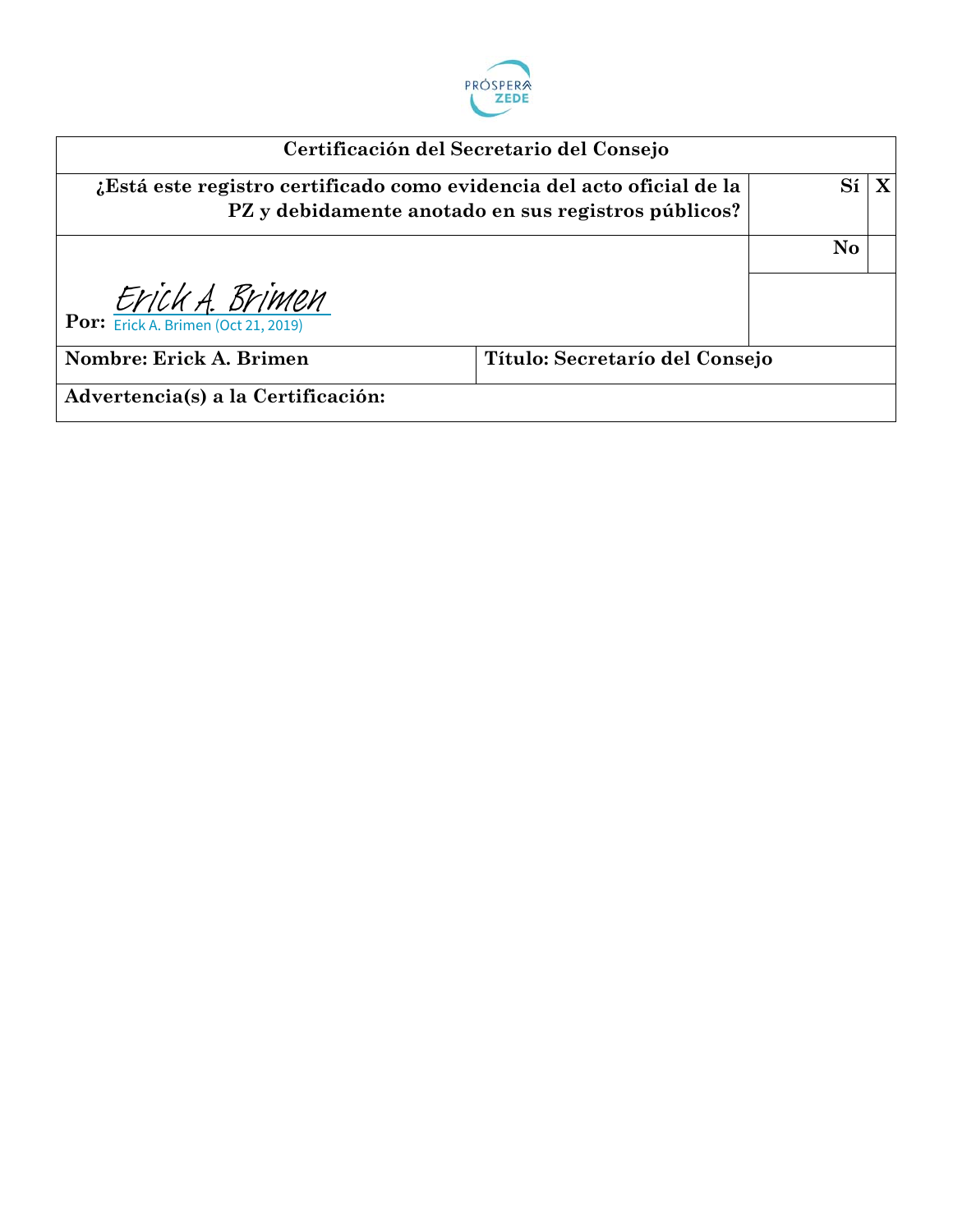PRÓSPERA ZEDE

| Certificación del Secretario del Consejo | | |
|---|---|---|
| **¿Está este registro certificado como evidencia del acto oficial de la PZ y debidamente anotado en sus registros públicos?** | **Sí** | **X** |
| | **No** | |
| **Por:** Erick A. Brimen<br>Erick A. Brimen (Oct 21, 2019) | | |
| **Nombre: Erick A. Brimen** | **Título: Secretarío del Consejo** | |
| **Advertencia(s) a la Certificación:** | | |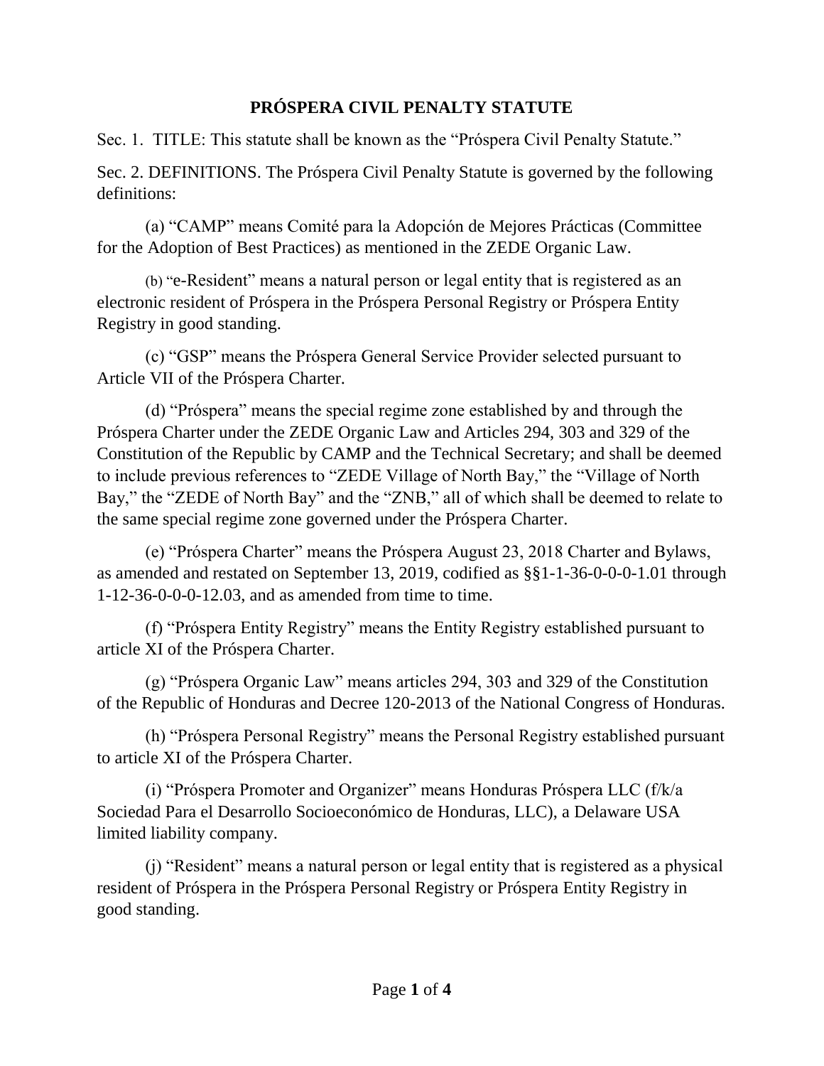# PRÓSPERA CIVIL PENALTY STATUTE

Sec. 1. TITLE: This statute shall be known as the "Próspera Civil Penalty Statute."

Sec. 2. DEFINITIONS. The Próspera Civil Penalty Statute is governed by the following definitions:

(a) "CAMP" means Comité para la Adopción de Mejores Prácticas (Committee for the Adoption of Best Practices) as mentioned in the ZEDE Organic Law.

(b) "e-Resident" means a natural person or legal entity that is registered as an electronic resident of Próspera in the Próspera Personal Registry or Próspera Entity Registry in good standing.

(c) "GSP" means the Próspera General Service Provider selected pursuant to Article VII of the Próspera Charter.

(d) "Próspera" means the special regime zone established by and through the Próspera Charter under the ZEDE Organic Law and Articles 294, 303 and 329 of the Constitution of the Republic by CAMP and the Technical Secretary; and shall be deemed to include previous references to "ZEDE Village of North Bay," the "Village of North Bay," the "ZEDE of North Bay" and the "ZNB," all of which shall be deemed to relate to the same special regime zone governed under the Próspera Charter.

(e) "Próspera Charter" means the Próspera August 23, 2018 Charter and Bylaws, as amended and restated on September 13, 2019, codified as §§1-1-36-0-0-0-1.01 through 1-12-36-0-0-0-12.03, and as amended from time to time.

(f) "Próspera Entity Registry" means the Entity Registry established pursuant to article XI of the Próspera Charter.

(g) "Próspera Organic Law" means articles 294, 303 and 329 of the Constitution of the Republic of Honduras and Decree 120-2013 of the National Congress of Honduras.

(h) "Próspera Personal Registry" means the Personal Registry established pursuant to article XI of the Próspera Charter.

(i) "Próspera Promoter and Organizer" means Honduras Próspera LLC (f/k/a Sociedad Para el Desarrollo Socioeconómico de Honduras, LLC), a Delaware USA limited liability company.

(j) "Resident" means a natural person or legal entity that is registered as a physical resident of Próspera in the Próspera Personal Registry or Próspera Entity Registry in good standing.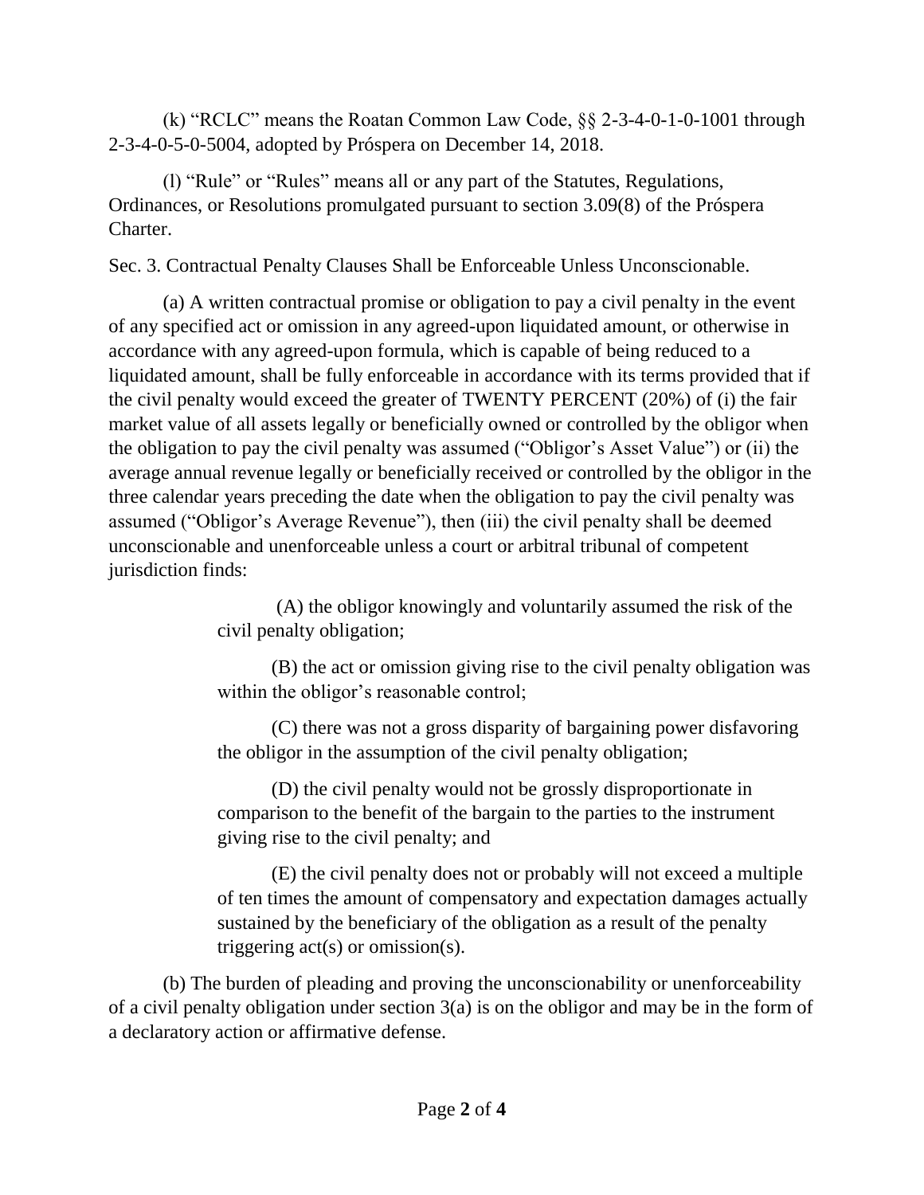(k) "RCLC" means the Roatan Common Law Code, §§ 2-3-4-0-1-0-1001 through 2-3-4-0-5-0-5004, adopted by Próspera on December 14, 2018.

(l) "Rule" or "Rules" means all or any part of the Statutes, Regulations, Ordinances, or Resolutions promulgated pursuant to section 3.09(8) of the Próspera Charter.

Sec. 3. Contractual Penalty Clauses Shall be Enforceable Unless Unconscionable.

(a) A written contractual promise or obligation to pay a civil penalty in the event of any specified act or omission in any agreed-upon liquidated amount, or otherwise in accordance with any agreed-upon formula, which is capable of being reduced to a liquidated amount, shall be fully enforceable in accordance with its terms provided that if the civil penalty would exceed the greater of TWENTY PERCENT (20%) of (i) the fair market value of all assets legally or beneficially owned or controlled by the obligor when the obligation to pay the civil penalty was assumed ("Obligor's Asset Value") or (ii) the average annual revenue legally or beneficially received or controlled by the obligor in the three calendar years preceding the date when the obligation to pay the civil penalty was assumed ("Obligor's Average Revenue"), then (iii) the civil penalty shall be deemed unconscionable and unenforceable unless a court or arbitral tribunal of competent jurisdiction finds:

> (A) the obligor knowingly and voluntarily assumed the risk of the civil penalty obligation;
>
> (B) the act or omission giving rise to the civil penalty obligation was within the obligor's reasonable control;
>
> (C) there was not a gross disparity of bargaining power disfavoring the obligor in the assumption of the civil penalty obligation;
>
> (D) the civil penalty would not be grossly disproportionate in comparison to the benefit of the bargain to the parties to the instrument giving rise to the civil penalty; and
>
> (E) the civil penalty does not or probably will not exceed a multiple of ten times the amount of compensatory and expectation damages actually sustained by the beneficiary of the obligation as a result of the penalty triggering act(s) or omission(s).

(b) The burden of pleading and proving the unconscionability or unenforceability of a civil penalty obligation under section 3(a) is on the obligor and may be in the form of a declaratory action or affirmative defense.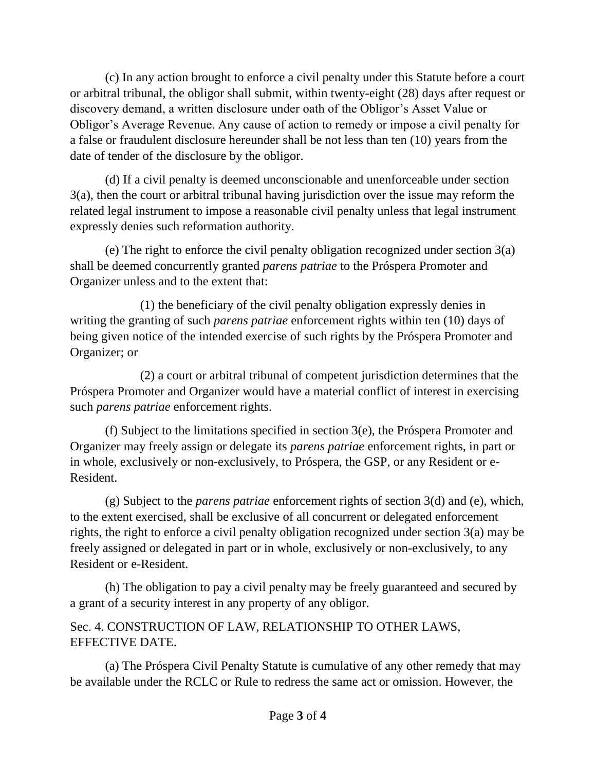(c) In any action brought to enforce a civil penalty under this Statute before a court or arbitral tribunal, the obligor shall submit, within twenty-eight (28) days after request or discovery demand, a written disclosure under oath of the Obligor's Asset Value or Obligor's Average Revenue. Any cause of action to remedy or impose a civil penalty for a false or fraudulent disclosure hereunder shall be not less than ten (10) years from the date of tender of the disclosure by the obligor.

(d) If a civil penalty is deemed unconscionable and unenforceable under section 3(a), then the court or arbitral tribunal having jurisdiction over the issue may reform the related legal instrument to impose a reasonable civil penalty unless that legal instrument expressly denies such reformation authority.

(e) The right to enforce the civil penalty obligation recognized under section 3(a) shall be deemed concurrently granted *parens patriae* to the Próspera Promoter and Organizer unless and to the extent that:

(1) the beneficiary of the civil penalty obligation expressly denies in writing the granting of such *parens patriae* enforcement rights within ten (10) days of being given notice of the intended exercise of such rights by the Próspera Promoter and Organizer; or

(2) a court or arbitral tribunal of competent jurisdiction determines that the Próspera Promoter and Organizer would have a material conflict of interest in exercising such *parens patriae* enforcement rights.

(f) Subject to the limitations specified in section 3(e), the Próspera Promoter and Organizer may freely assign or delegate its *parens patriae* enforcement rights, in part or in whole, exclusively or non-exclusively, to Próspera, the GSP, or any Resident or e-Resident.

(g) Subject to the *parens patriae* enforcement rights of section 3(d) and (e), which, to the extent exercised, shall be exclusive of all concurrent or delegated enforcement rights, the right to enforce a civil penalty obligation recognized under section 3(a) may be freely assigned or delegated in part or in whole, exclusively or non-exclusively, to any Resident or e-Resident.

(h) The obligation to pay a civil penalty may be freely guaranteed and secured by a grant of a security interest in any property of any obligor.

## Sec. 4. CONSTRUCTION OF LAW, RELATIONSHIP TO OTHER LAWS, EFFECTIVE DATE.

(a) The Próspera Civil Penalty Statute is cumulative of any other remedy that may be available under the RCLC or Rule to redress the same act or omission. However, the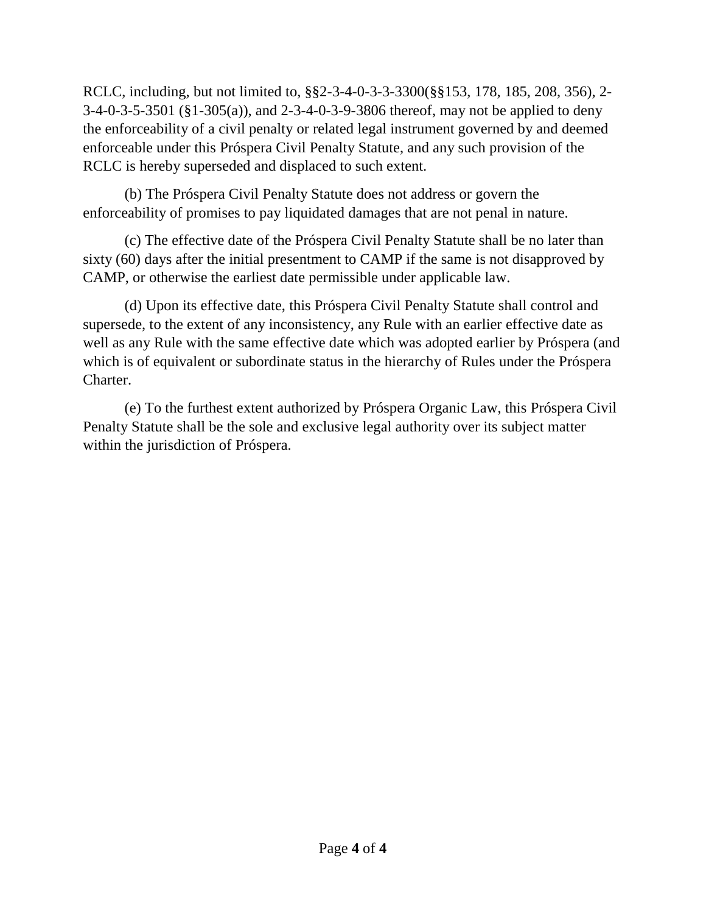RCLC, including, but not limited to, §§2-3-4-0-3-3-3300(§§153, 178, 185, 208, 356), 2-3-4-0-3-5-3501 (§1-305(a)), and 2-3-4-0-3-9-3806 thereof, may not be applied to deny the enforceability of a civil penalty or related legal instrument governed by and deemed enforceable under this Próspera Civil Penalty Statute, and any such provision of the RCLC is hereby superseded and displaced to such extent.

(b) The Próspera Civil Penalty Statute does not address or govern the enforceability of promises to pay liquidated damages that are not penal in nature.

(c) The effective date of the Próspera Civil Penalty Statute shall be no later than sixty (60) days after the initial presentment to CAMP if the same is not disapproved by CAMP, or otherwise the earliest date permissible under applicable law.

(d) Upon its effective date, this Próspera Civil Penalty Statute shall control and supersede, to the extent of any inconsistency, any Rule with an earlier effective date as well as any Rule with the same effective date which was adopted earlier by Próspera (and which is of equivalent or subordinate status in the hierarchy of Rules under the Próspera Charter.

(e) To the furthest extent authorized by Próspera Organic Law, this Próspera Civil Penalty Statute shall be the sole and exclusive legal authority over its subject matter within the jurisdiction of Próspera.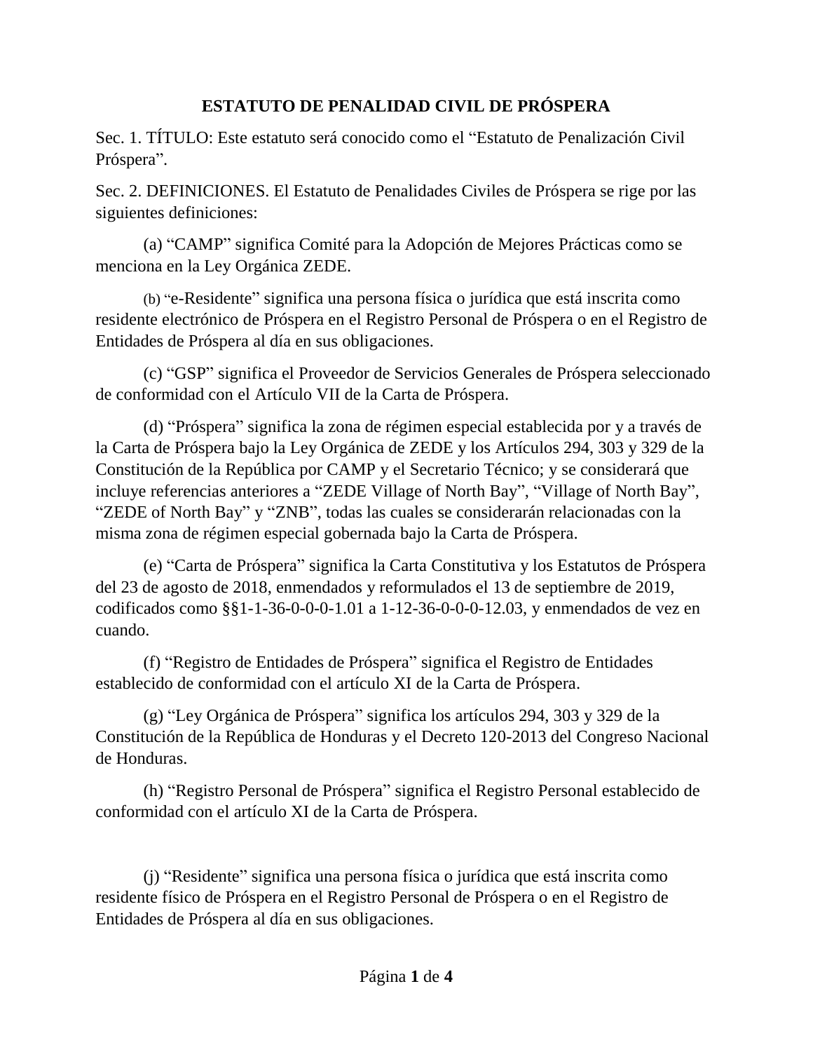# ESTATUTO DE PENALIDAD CIVIL DE PRÓSPERA

Sec. 1. TÍTULO: Este estatuto será conocido como el "Estatuto de Penalización Civil Próspera".

Sec. 2. DEFINICIONES. El Estatuto de Penalidades Civiles de Próspera se rige por las siguientes definiciones:

(a) "CAMP" significa Comité para la Adopción de Mejores Prácticas como se menciona en la Ley Orgánica ZEDE.

(b) "e-Residente" significa una persona física o jurídica que está inscrita como residente electrónico de Próspera en el Registro Personal de Próspera o en el Registro de Entidades de Próspera al día en sus obligaciones.

(c) "GSP" significa el Proveedor de Servicios Generales de Próspera seleccionado de conformidad con el Artículo VII de la Carta de Próspera.

(d) "Próspera" significa la zona de régimen especial establecida por y a través de la Carta de Próspera bajo la Ley Orgánica de ZEDE y los Artículos 294, 303 y 329 de la Constitución de la República por CAMP y el Secretario Técnico; y se considerará que incluye referencias anteriores a "ZEDE Village of North Bay", "Village of North Bay", "ZEDE of North Bay" y "ZNB", todas las cuales se considerarán relacionadas con la misma zona de régimen especial gobernada bajo la Carta de Próspera.

(e) "Carta de Próspera" significa la Carta Constitutiva y los Estatutos de Próspera del 23 de agosto de 2018, enmendados y reformulados el 13 de septiembre de 2019, codificados como §§1-1-36-0-0-0-1.01 a 1-12-36-0-0-0-12.03, y enmendados de vez en cuando.

(f) "Registro de Entidades de Próspera" significa el Registro de Entidades establecido de conformidad con el artículo XI de la Carta de Próspera.

(g) "Ley Orgánica de Próspera" significa los artículos 294, 303 y 329 de la Constitución de la República de Honduras y el Decreto 120-2013 del Congreso Nacional de Honduras.

(h) "Registro Personal de Próspera" significa el Registro Personal establecido de conformidad con el artículo XI de la Carta de Próspera.

(j) "Residente" significa una persona física o jurídica que está inscrita como residente físico de Próspera en el Registro Personal de Próspera o en el Registro de Entidades de Próspera al día en sus obligaciones.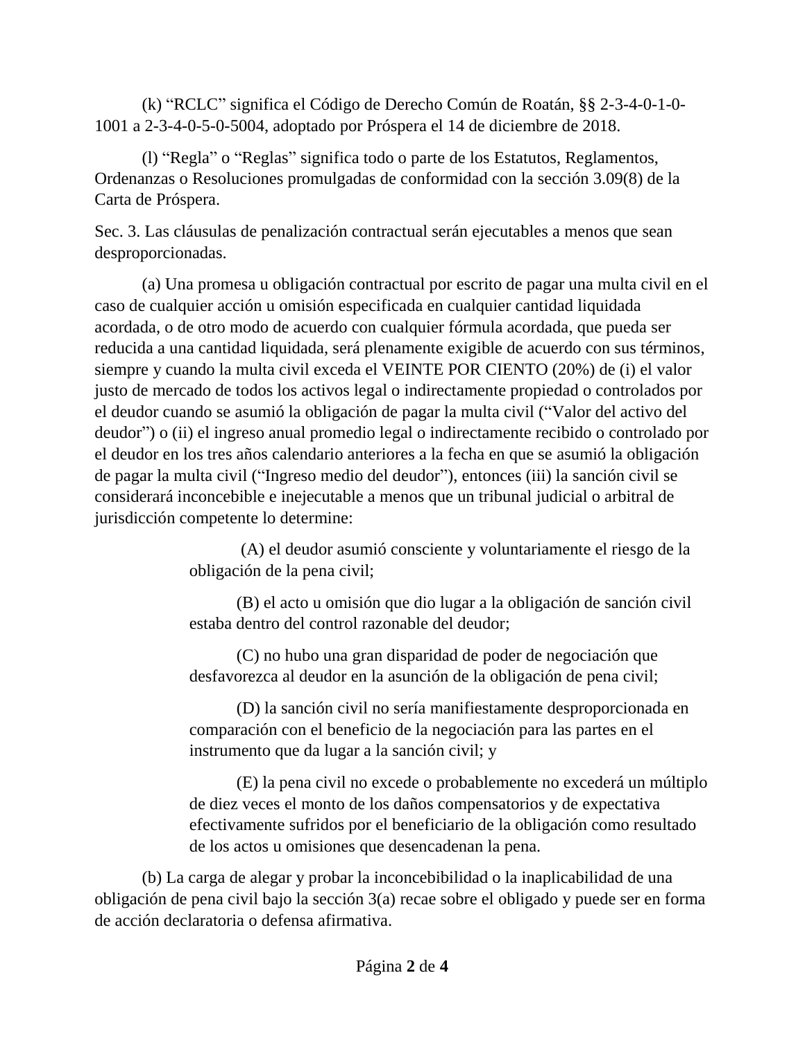(k) "RCLC" significa el Código de Derecho Común de Roatán, §§ 2-3-4-0-1-0-1001 a 2-3-4-0-5-0-5004, adoptado por Próspera el 14 de diciembre de 2018.

(l) "Regla" o "Reglas" significa todo o parte de los Estatutos, Reglamentos, Ordenanzas o Resoluciones promulgadas de conformidad con la sección 3.09(8) de la Carta de Próspera.

Sec. 3. Las cláusulas de penalización contractual serán ejecutables a menos que sean desproporcionadas.

(a) Una promesa u obligación contractual por escrito de pagar una multa civil en el caso de cualquier acción u omisión especificada en cualquier cantidad liquidada acordada, o de otro modo de acuerdo con cualquier fórmula acordada, que pueda ser reducida a una cantidad liquidada, será plenamente exigible de acuerdo con sus términos, siempre y cuando la multa civil exceda el VEINTE POR CIENTO (20%) de (i) el valor justo de mercado de todos los activos legal o indirectamente propiedad o controlados por el deudor cuando se asumió la obligación de pagar la multa civil ("Valor del activo del deudor") o (ii) el ingreso anual promedio legal o indirectamente recibido o controlado por el deudor en los tres años calendario anteriores a la fecha en que se asumió la obligación de pagar la multa civil ("Ingreso medio del deudor"), entonces (iii) la sanción civil se considerará inconcebible e inejecutable a menos que un tribunal judicial o arbitral de jurisdicción competente lo determine:

> (A) el deudor asumió consciente y voluntariamente el riesgo de la obligación de la pena civil;
>
> (B) el acto u omisión que dio lugar a la obligación de sanción civil estaba dentro del control razonable del deudor;
>
> (C) no hubo una gran disparidad de poder de negociación que desfavorezca al deudor en la asunción de la obligación de pena civil;
>
> (D) la sanción civil no sería manifiestamente desproporcionada en comparación con el beneficio de la negociación para las partes en el instrumento que da lugar a la sanción civil; y
>
> (E) la pena civil no excede o probablemente no excederá un múltiplo de diez veces el monto de los daños compensatorios y de expectativa efectivamente sufridos por el beneficiario de la obligación como resultado de los actos u omisiones que desencadenan la pena.

(b) La carga de alegar y probar la inconcebibilidad o la inaplicabilidad de una obligación de pena civil bajo la sección 3(a) recae sobre el obligado y puede ser en forma de acción declaratoria o defensa afirmativa.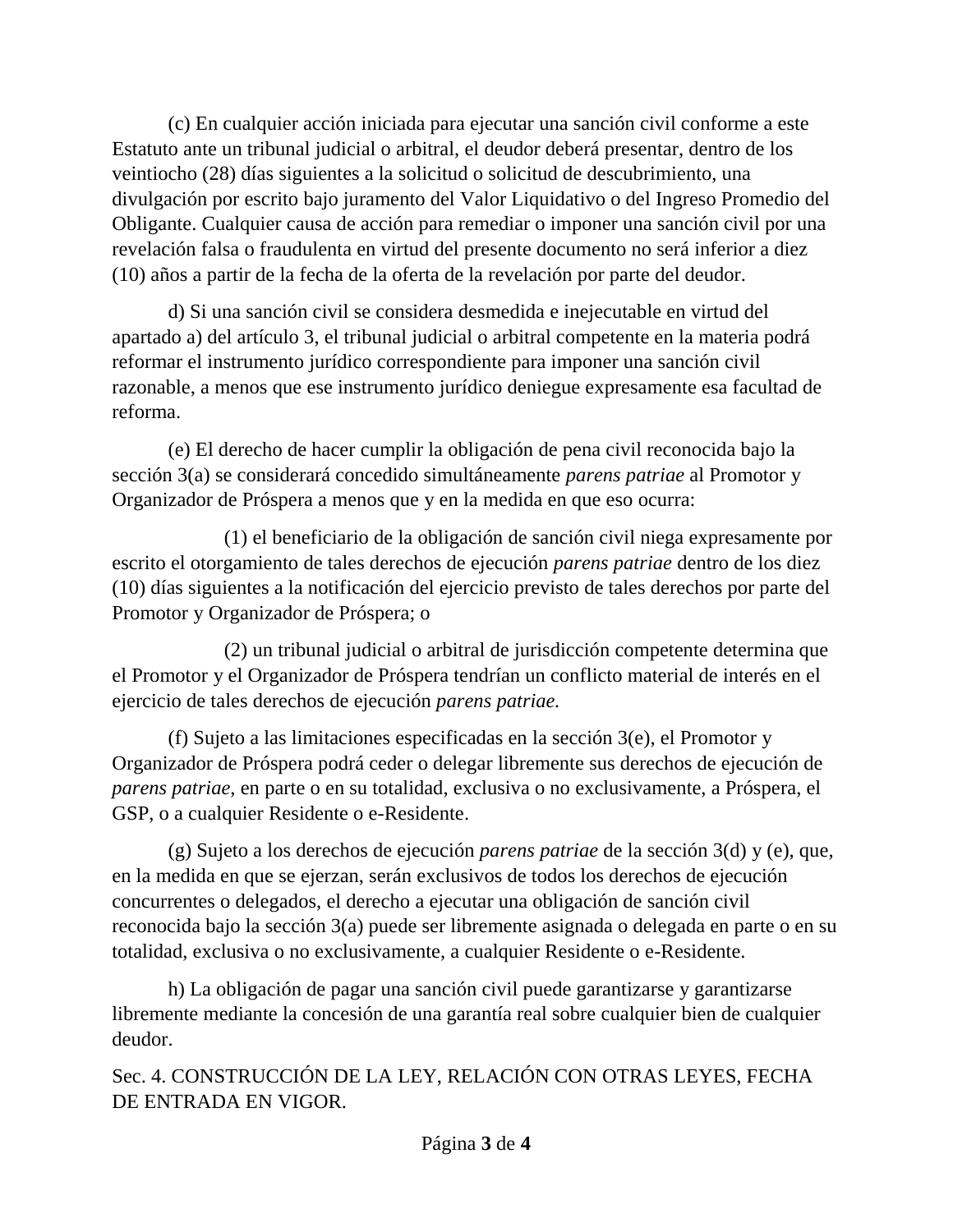(c) En cualquier acción iniciada para ejecutar una sanción civil conforme a este Estatuto ante un tribunal judicial o arbitral, el deudor deberá presentar, dentro de los veintiocho (28) días siguientes a la solicitud o solicitud de descubrimiento, una divulgación por escrito bajo juramento del Valor Liquidativo o del Ingreso Promedio del Obligante. Cualquier causa de acción para remediar o imponer una sanción civil por una revelación falsa o fraudulenta en virtud del presente documento no será inferior a diez (10) años a partir de la fecha de la oferta de la revelación por parte del deudor.

d) Si una sanción civil se considera desmedida e inejecutable en virtud del apartado a) del artículo 3, el tribunal judicial o arbitral competente en la materia podrá reformar el instrumento jurídico correspondiente para imponer una sanción civil razonable, a menos que ese instrumento jurídico deniegue expresamente esa facultad de reforma.

(e) El derecho de hacer cumplir la obligación de pena civil reconocida bajo la sección 3(a) se considerará concedido simultáneamente *parens patriae* al Promotor y Organizador de Próspera a menos que y en la medida en que eso ocurra:

(1) el beneficiario de la obligación de sanción civil niega expresamente por escrito el otorgamiento de tales derechos de ejecución *parens patriae* dentro de los diez (10) días siguientes a la notificación del ejercicio previsto de tales derechos por parte del Promotor y Organizador de Próspera; o

(2) un tribunal judicial o arbitral de jurisdicción competente determina que el Promotor y el Organizador de Próspera tendrían un conflicto material de interés en el ejercicio de tales derechos de ejecución *parens patriae.*

(f) Sujeto a las limitaciones especificadas en la sección 3(e), el Promotor y Organizador de Próspera podrá ceder o delegar libremente sus derechos de ejecución de *parens patriae*, en parte o en su totalidad, exclusiva o no exclusivamente, a Próspera, el GSP, o a cualquier Residente o e-Residente.

(g) Sujeto a los derechos de ejecución *parens patriae* de la sección 3(d) y (e), que, en la medida en que se ejerzan, serán exclusivos de todos los derechos de ejecución concurrentes o delegados, el derecho a ejecutar una obligación de sanción civil reconocida bajo la sección 3(a) puede ser libremente asignada o delegada en parte o en su totalidad, exclusiva o no exclusivamente, a cualquier Residente o e-Residente.

h) La obligación de pagar una sanción civil puede garantizarse y garantizarse libremente mediante la concesión de una garantía real sobre cualquier bien de cualquier deudor.

Sec. 4. CONSTRUCCIÓN DE LA LEY, RELACIÓN CON OTRAS LEYES, FECHA DE ENTRADA EN VIGOR.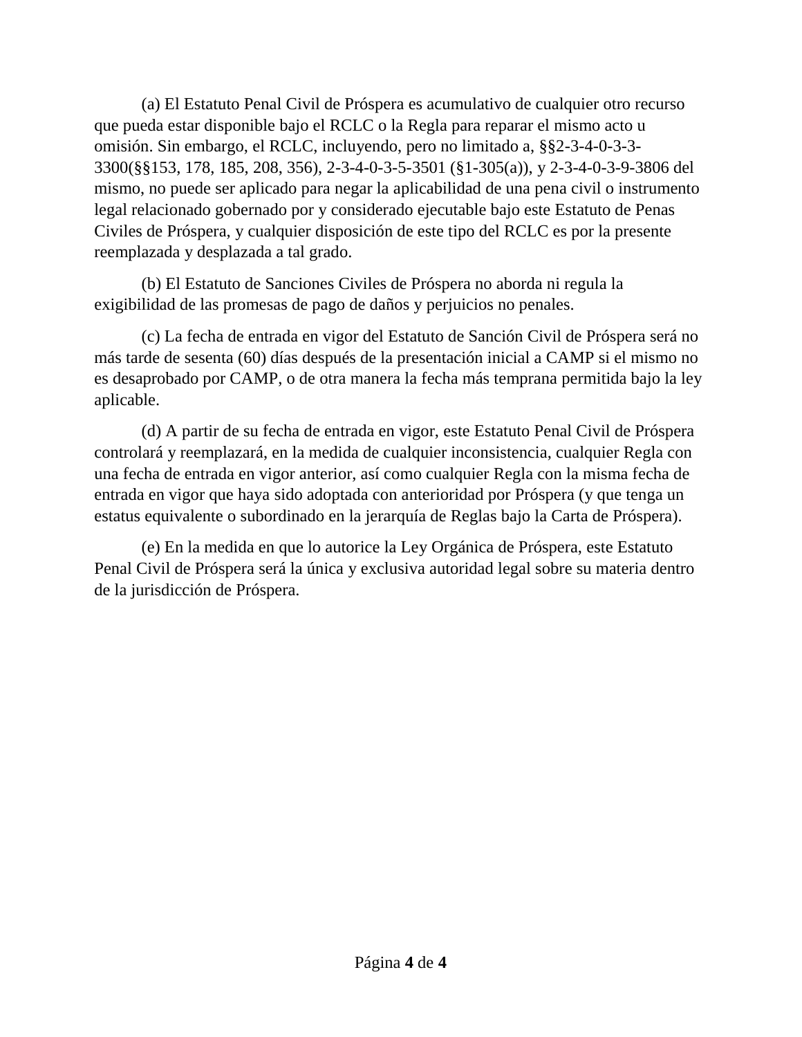(a) El Estatuto Penal Civil de Próspera es acumulativo de cualquier otro recurso que pueda estar disponible bajo el RCLC o la Regla para reparar el mismo acto u omisión. Sin embargo, el RCLC, incluyendo, pero no limitado a, §§2-3-4-0-3-3-3300(§§153, 178, 185, 208, 356), 2-3-4-0-3-5-3501 (§1-305(a)), y 2-3-4-0-3-9-3806 del mismo, no puede ser aplicado para negar la aplicabilidad de una pena civil o instrumento legal relacionado gobernado por y considerado ejecutable bajo este Estatuto de Penas Civiles de Próspera, y cualquier disposición de este tipo del RCLC es por la presente reemplazada y desplazada a tal grado.

(b) El Estatuto de Sanciones Civiles de Próspera no aborda ni regula la exigibilidad de las promesas de pago de daños y perjuicios no penales.

(c) La fecha de entrada en vigor del Estatuto de Sanción Civil de Próspera será no más tarde de sesenta (60) días después de la presentación inicial a CAMP si el mismo no es desaprobado por CAMP, o de otra manera la fecha más temprana permitida bajo la ley aplicable.

(d) A partir de su fecha de entrada en vigor, este Estatuto Penal Civil de Próspera controlará y reemplazará, en la medida de cualquier inconsistencia, cualquier Regla con una fecha de entrada en vigor anterior, así como cualquier Regla con la misma fecha de entrada en vigor que haya sido adoptada con anterioridad por Próspera (y que tenga un estatus equivalente o subordinado en la jerarquía de Reglas bajo la Carta de Próspera).

(e) En la medida en que lo autorice la Ley Orgánica de Próspera, este Estatuto Penal Civil de Próspera será la única y exclusiva autoridad legal sobre su materia dentro de la jurisdicción de Próspera.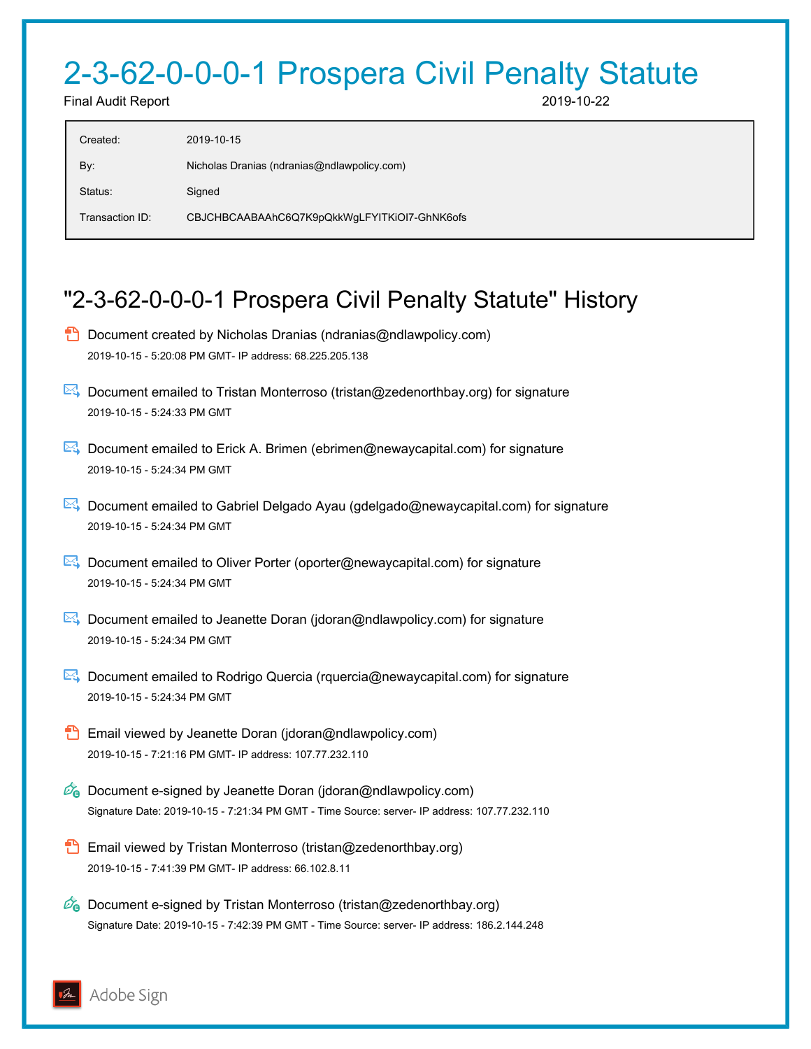# 2-3-62-0-0-0-1 Prospera Civil Penalty Statute

Final Audit Report 2019-10-22

| | |
|---|---|
| Created: | 2019-10-15 |
| By: | Nicholas Dranias (ndranias@ndlawpolicy.com) |
| Status: | Signed |
| Transaction ID: | CBJCHBCAABAAhC6Q7K9pQkkWgLFYITKiOI7-GhNK6ofs |

## "2-3-62-0-0-0-1 Prospera Civil Penalty Statute" History

- Document created by Nicholas Dranias (ndranias@ndlawpolicy.com)
  2019-10-15 - 5:20:08 PM GMT- IP address: 68.225.205.138

- Document emailed to Tristan Monterroso (tristan@zedenorthbay.org) for signature
  2019-10-15 - 5:24:33 PM GMT

- Document emailed to Erick A. Brimen (ebrimen@newaycapital.com) for signature
  2019-10-15 - 5:24:34 PM GMT

- Document emailed to Gabriel Delgado Ayau (gdelgado@newaycapital.com) for signature
  2019-10-15 - 5:24:34 PM GMT

- Document emailed to Oliver Porter (oporter@newaycapital.com) for signature
  2019-10-15 - 5:24:34 PM GMT

- Document emailed to Jeanette Doran (jdoran@ndlawpolicy.com) for signature
  2019-10-15 - 5:24:34 PM GMT

- Document emailed to Rodrigo Quercia (rquercia@newaycapital.com) for signature
  2019-10-15 - 5:24:34 PM GMT

- Email viewed by Jeanette Doran (jdoran@ndlawpolicy.com)
  2019-10-15 - 7:21:16 PM GMT- IP address: 107.77.232.110

- Document e-signed by Jeanette Doran (jdoran@ndlawpolicy.com)
  Signature Date: 2019-10-15 - 7:21:34 PM GMT - Time Source: server- IP address: 107.77.232.110

- Email viewed by Tristan Monterroso (tristan@zedenorthbay.org)
  2019-10-15 - 7:41:39 PM GMT- IP address: 66.102.8.11

- Document e-signed by Tristan Monterroso (tristan@zedenorthbay.org)
  Signature Date: 2019-10-15 - 7:42:39 PM GMT - Time Source: server- IP address: 186.2.144.248

Adobe Sign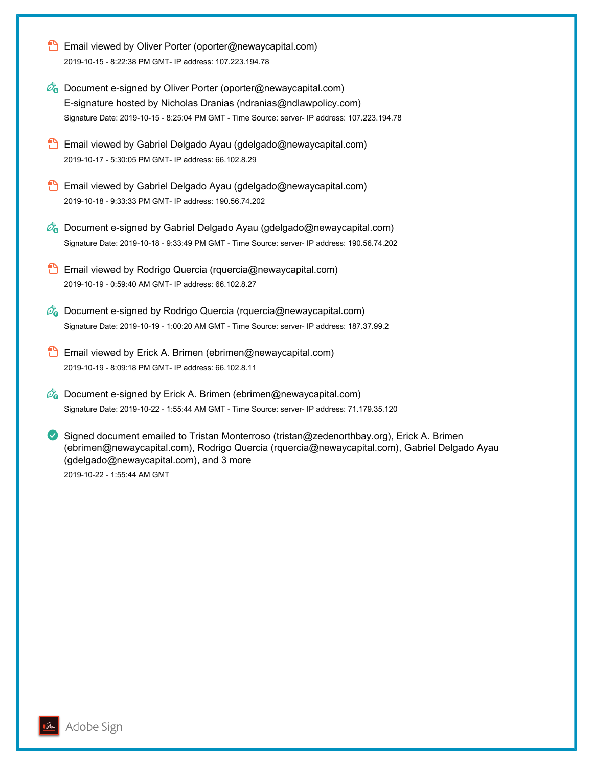Email viewed by Oliver Porter (oporter@newaycapital.com)

2019-10-15 - 8:22:38 PM GMT- IP address: 107.223.194.78

Document e-signed by Oliver Porter (oporter@newaycapital.com)
E-signature hosted by Nicholas Dranias (ndranias@ndlawpolicy.com)

Signature Date: 2019-10-15 - 8:25:04 PM GMT - Time Source: server- IP address: 107.223.194.78

Email viewed by Gabriel Delgado Ayau (gdelgado@newaycapital.com)

2019-10-17 - 5:30:05 PM GMT- IP address: 66.102.8.29

Email viewed by Gabriel Delgado Ayau (gdelgado@newaycapital.com)

2019-10-18 - 9:33:33 PM GMT- IP address: 190.56.74.202

Document e-signed by Gabriel Delgado Ayau (gdelgado@newaycapital.com)

Signature Date: 2019-10-18 - 9:33:49 PM GMT - Time Source: server- IP address: 190.56.74.202

Email viewed by Rodrigo Quercia (rquercia@newaycapital.com)

2019-10-19 - 0:59:40 AM GMT- IP address: 66.102.8.27

Document e-signed by Rodrigo Quercia (rquercia@newaycapital.com)

Signature Date: 2019-10-19 - 1:00:20 AM GMT - Time Source: server- IP address: 187.37.99.2

Email viewed by Erick A. Brimen (ebrimen@newaycapital.com)

2019-10-19 - 8:09:18 PM GMT- IP address: 66.102.8.11

Document e-signed by Erick A. Brimen (ebrimen@newaycapital.com)

Signature Date: 2019-10-22 - 1:55:44 AM GMT - Time Source: server- IP address: 71.179.35.120

Signed document emailed to Tristan Monterroso (tristan@zedenorthbay.org), Erick A. Brimen (ebrimen@newaycapital.com), Rodrigo Quercia (rquercia@newaycapital.com), Gabriel Delgado Ayau (gdelgado@newaycapital.com), and 3 more

2019-10-22 - 1:55:44 AM GMT